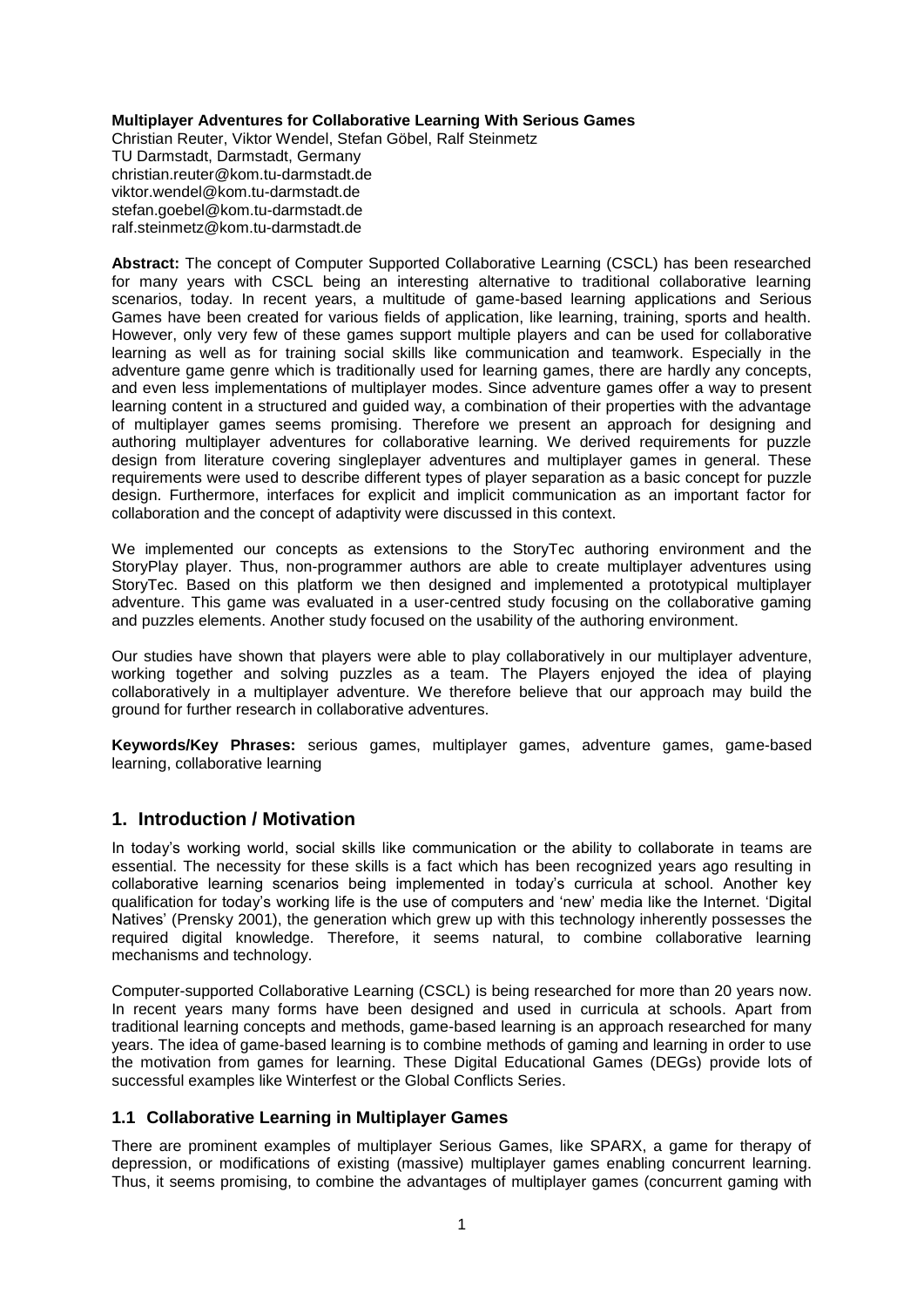**Multiplayer Adventures for Collaborative Learning With Serious Games**

Christian Reuter, Viktor Wendel, Stefan Göbel, Ralf Steinmetz
TU Darmstadt, Darmstadt, Germany
christian.reuter@kom.tu-darmstadt.de
viktor.wendel@kom.tu-darmstadt.de
stefan.goebel@kom.tu-darmstadt.de
ralf.steinmetz@kom.tu-darmstadt.de

**Abstract:** The concept of Computer Supported Collaborative Learning (CSCL) has been researched for many years with CSCL being an interesting alternative to traditional collaborative learning scenarios, today. In recent years, a multitude of game-based learning applications and Serious Games have been created for various fields of application, like learning, training, sports and health. However, only very few of these games support multiple players and can be used for collaborative learning as well as for training social skills like communication and teamwork. Especially in the adventure game genre which is traditionally used for learning games, there are hardly any concepts, and even less implementations of multiplayer modes. Since adventure games offer a way to present learning content in a structured and guided way, a combination of their properties with the advantage of multiplayer games seems promising. Therefore we present an approach for designing and authoring multiplayer adventures for collaborative learning. We derived requirements for puzzle design from literature covering singleplayer adventures and multiplayer games in general. These requirements were used to describe different types of player separation as a basic concept for puzzle design. Furthermore, interfaces for explicit and implicit communication as an important factor for collaboration and the concept of adaptivity were discussed in this context.

We implemented our concepts as extensions to the StoryTec authoring environment and the StoryPlay player. Thus, non-programmer authors are able to create multiplayer adventures using StoryTec. Based on this platform we then designed and implemented a prototypical multiplayer adventure. This game was evaluated in a user-centred study focusing on the collaborative gaming and puzzles elements. Another study focused on the usability of the authoring environment.

Our studies have shown that players were able to play collaboratively in our multiplayer adventure, working together and solving puzzles as a team. The Players enjoyed the idea of playing collaboratively in a multiplayer adventure. We therefore believe that our approach may build the ground for further research in collaborative adventures.

**Keywords/Key Phrases:** serious games, multiplayer games, adventure games, game-based learning, collaborative learning

## 1. Introduction / Motivation

In today's working world, social skills like communication or the ability to collaborate in teams are essential. The necessity for these skills is a fact which has been recognized years ago resulting in collaborative learning scenarios being implemented in today's curricula at school. Another key qualification for today's working life is the use of computers and 'new' media like the Internet. 'Digital Natives' (Prensky 2001), the generation which grew up with this technology inherently possesses the required digital knowledge. Therefore, it seems natural, to combine collaborative learning mechanisms and technology.

Computer-supported Collaborative Learning (CSCL) is being researched for more than 20 years now. In recent years many forms have been designed and used in curricula at schools. Apart from traditional learning concepts and methods, game-based learning is an approach researched for many years. The idea of game-based learning is to combine methods of gaming and learning in order to use the motivation from games for learning. These Digital Educational Games (DEGs) provide lots of successful examples like Winterfest or the Global Conflicts Series.

### 1.1 Collaborative Learning in Multiplayer Games

There are prominent examples of multiplayer Serious Games, like SPARX, a game for therapy of depression, or modifications of existing (massive) multiplayer games enabling concurrent learning. Thus, it seems promising, to combine the advantages of multiplayer games (concurrent gaming with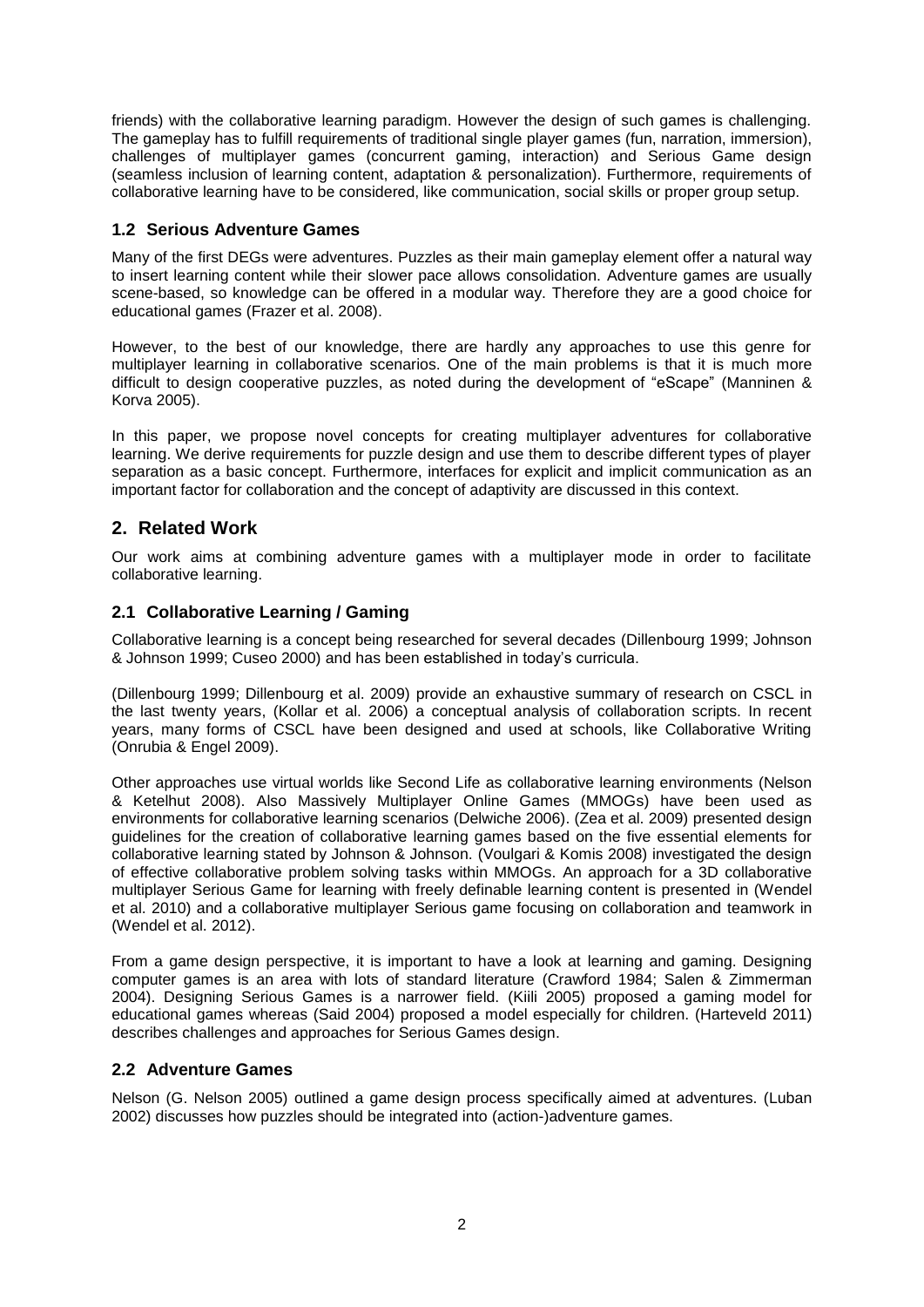friends) with the collaborative learning paradigm. However the design of such games is challenging. The gameplay has to fulfill requirements of traditional single player games (fun, narration, immersion), challenges of multiplayer games (concurrent gaming, interaction) and Serious Game design (seamless inclusion of learning content, adaptation & personalization). Furthermore, requirements of collaborative learning have to be considered, like communication, social skills or proper group setup.

### 1.2 Serious Adventure Games

Many of the first DEGs were adventures. Puzzles as their main gameplay element offer a natural way to insert learning content while their slower pace allows consolidation. Adventure games are usually scene-based, so knowledge can be offered in a modular way. Therefore they are a good choice for educational games (Frazer et al. 2008).

However, to the best of our knowledge, there are hardly any approaches to use this genre for multiplayer learning in collaborative scenarios. One of the main problems is that it is much more difficult to design cooperative puzzles, as noted during the development of "eScape" (Manninen & Korva 2005).

In this paper, we propose novel concepts for creating multiplayer adventures for collaborative learning. We derive requirements for puzzle design and use them to describe different types of player separation as a basic concept. Furthermore, interfaces for explicit and implicit communication as an important factor for collaboration and the concept of adaptivity are discussed in this context.

## 2. Related Work

Our work aims at combining adventure games with a multiplayer mode in order to facilitate collaborative learning.

### 2.1 Collaborative Learning / Gaming

Collaborative learning is a concept being researched for several decades (Dillenbourg 1999; Johnson & Johnson 1999; Cuseo 2000) and has been established in today's curricula.

(Dillenbourg 1999; Dillenbourg et al. 2009) provide an exhaustive summary of research on CSCL in the last twenty years, (Kollar et al. 2006) a conceptual analysis of collaboration scripts. In recent years, many forms of CSCL have been designed and used at schools, like Collaborative Writing (Onrubia & Engel 2009).

Other approaches use virtual worlds like Second Life as collaborative learning environments (Nelson & Ketelhut 2008). Also Massively Multiplayer Online Games (MMOGs) have been used as environments for collaborative learning scenarios (Delwiche 2006). (Zea et al. 2009) presented design guidelines for the creation of collaborative learning games based on the five essential elements for collaborative learning stated by Johnson & Johnson. (Voulgari & Komis 2008) investigated the design of effective collaborative problem solving tasks within MMOGs. An approach for a 3D collaborative multiplayer Serious Game for learning with freely definable learning content is presented in (Wendel et al. 2010) and a collaborative multiplayer Serious game focusing on collaboration and teamwork in (Wendel et al. 2012).

From a game design perspective, it is important to have a look at learning and gaming. Designing computer games is an area with lots of standard literature (Crawford 1984; Salen & Zimmerman 2004). Designing Serious Games is a narrower field. (Kiili 2005) proposed a gaming model for educational games whereas (Said 2004) proposed a model especially for children. (Harteveld 2011) describes challenges and approaches for Serious Games design.

### 2.2 Adventure Games

Nelson (G. Nelson 2005) outlined a game design process specifically aimed at adventures. (Luban 2002) discusses how puzzles should be integrated into (action-)adventure games.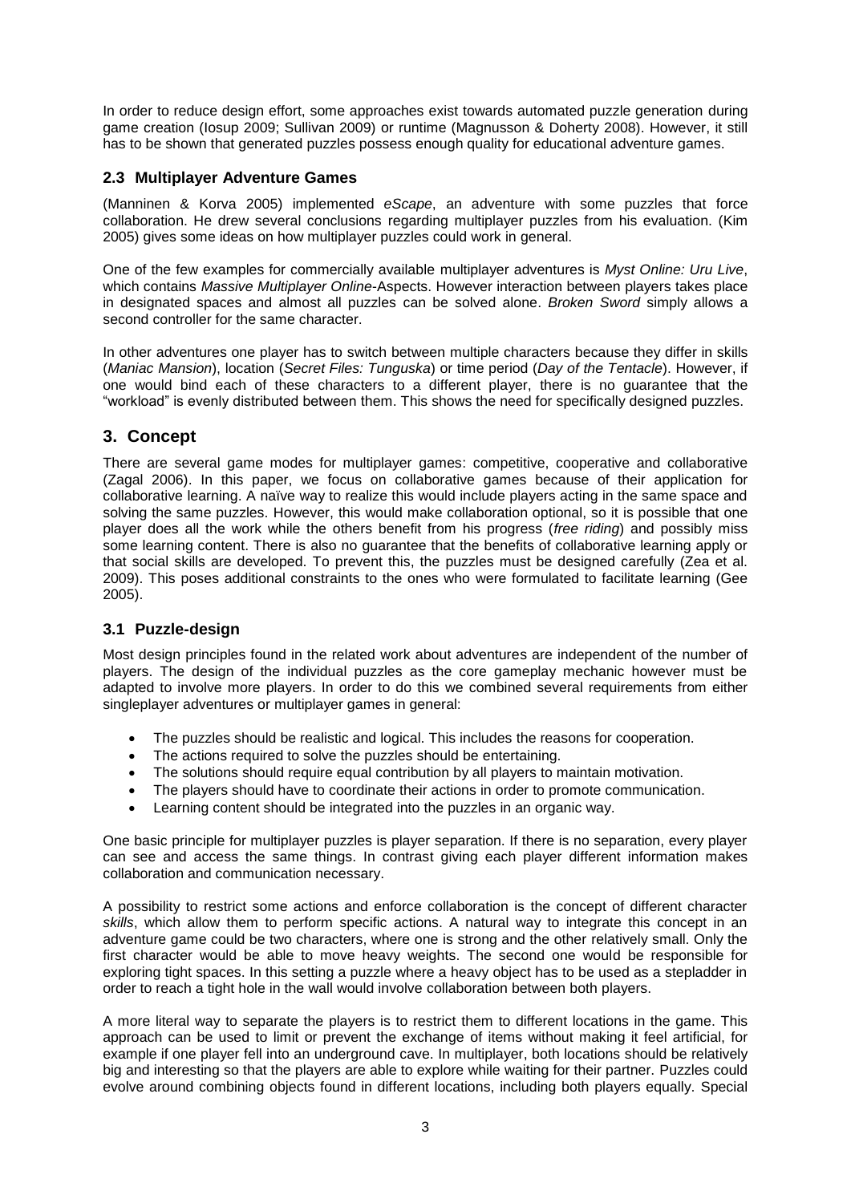In order to reduce design effort, some approaches exist towards automated puzzle generation during game creation (Iosup 2009; Sullivan 2009) or runtime (Magnusson & Doherty 2008). However, it still has to be shown that generated puzzles possess enough quality for educational adventure games.

### 2.3 Multiplayer Adventure Games

(Manninen & Korva 2005) implemented *eScape*, an adventure with some puzzles that force collaboration. He drew several conclusions regarding multiplayer puzzles from his evaluation. (Kim 2005) gives some ideas on how multiplayer puzzles could work in general.

One of the few examples for commercially available multiplayer adventures is *Myst Online: Uru Live*, which contains *Massive Multiplayer Online*-Aspects. However interaction between players takes place in designated spaces and almost all puzzles can be solved alone. *Broken Sword* simply allows a second controller for the same character.

In other adventures one player has to switch between multiple characters because they differ in skills (*Maniac Mansion*), location (*Secret Files: Tunguska*) or time period (*Day of the Tentacle*). However, if one would bind each of these characters to a different player, there is no guarantee that the "workload" is evenly distributed between them. This shows the need for specifically designed puzzles.

## 3. Concept

There are several game modes for multiplayer games: competitive, cooperative and collaborative (Zagal 2006). In this paper, we focus on collaborative games because of their application for collaborative learning. A naïve way to realize this would include players acting in the same space and solving the same puzzles. However, this would make collaboration optional, so it is possible that one player does all the work while the others benefit from his progress (*free riding*) and possibly miss some learning content. There is also no guarantee that the benefits of collaborative learning apply or that social skills are developed. To prevent this, the puzzles must be designed carefully (Zea et al. 2009). This poses additional constraints to the ones who were formulated to facilitate learning (Gee 2005).

### 3.1 Puzzle-design

Most design principles found in the related work about adventures are independent of the number of players. The design of the individual puzzles as the core gameplay mechanic however must be adapted to involve more players. In order to do this we combined several requirements from either singleplayer adventures or multiplayer games in general:

- The puzzles should be realistic and logical. This includes the reasons for cooperation.
- The actions required to solve the puzzles should be entertaining.
- The solutions should require equal contribution by all players to maintain motivation.
- The players should have to coordinate their actions in order to promote communication.
- Learning content should be integrated into the puzzles in an organic way.

One basic principle for multiplayer puzzles is player separation. If there is no separation, every player can see and access the same things. In contrast giving each player different information makes collaboration and communication necessary.

A possibility to restrict some actions and enforce collaboration is the concept of different character *skills*, which allow them to perform specific actions. A natural way to integrate this concept in an adventure game could be two characters, where one is strong and the other relatively small. Only the first character would be able to move heavy weights. The second one would be responsible for exploring tight spaces. In this setting a puzzle where a heavy object has to be used as a stepladder in order to reach a tight hole in the wall would involve collaboration between both players.

A more literal way to separate the players is to restrict them to different locations in the game. This approach can be used to limit or prevent the exchange of items without making it feel artificial, for example if one player fell into an underground cave. In multiplayer, both locations should be relatively big and interesting so that the players are able to explore while waiting for their partner. Puzzles could evolve around combining objects found in different locations, including both players equally. Special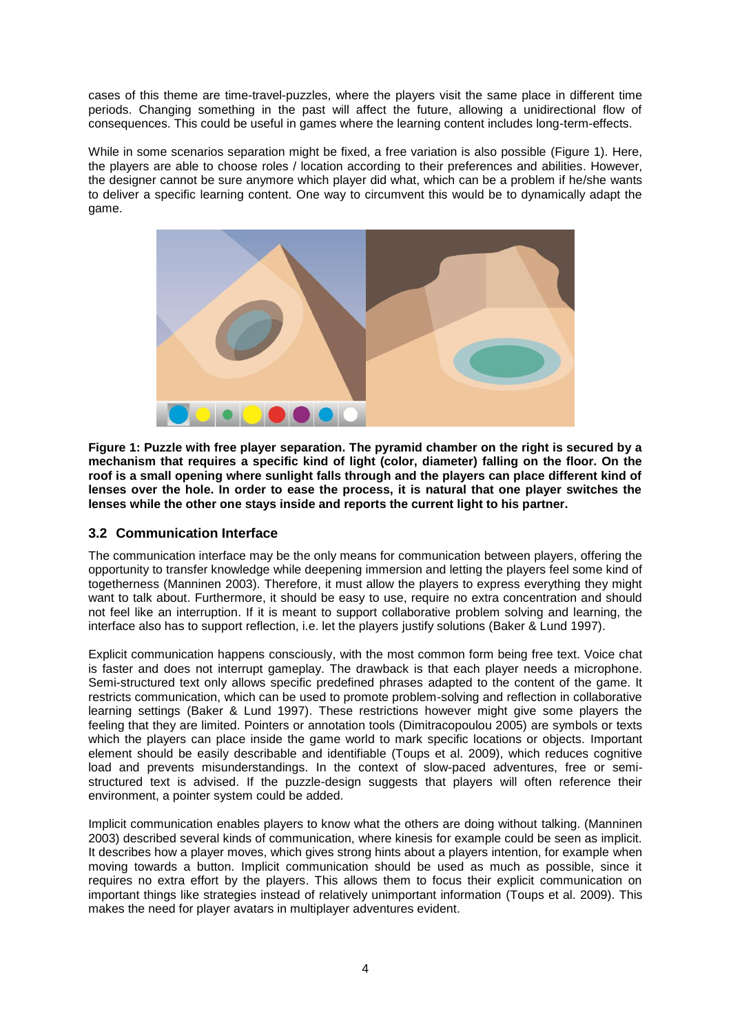cases of this theme are time-travel-puzzles, where the players visit the same place in different time periods. Changing something in the past will affect the future, allowing a unidirectional flow of consequences. This could be useful in games where the learning content includes long-term-effects.

While in some scenarios separation might be fixed, a free variation is also possible (Figure 1). Here, the players are able to choose roles / location according to their preferences and abilities. However, the designer cannot be sure anymore which player did what, which can be a problem if he/she wants to deliver a specific learning content. One way to circumvent this would be to dynamically adapt the game.

**Figure 1: Puzzle with free player separation. The pyramid chamber on the right is secured by a mechanism that requires a specific kind of light (color, diameter) falling on the floor. On the roof is a small opening where sunlight falls through and the players can place different kind of lenses over the hole. In order to ease the process, it is natural that one player switches the lenses while the other one stays inside and reports the current light to his partner.**

### 3.2 Communication Interface

The communication interface may be the only means for communication between players, offering the opportunity to transfer knowledge while deepening immersion and letting the players feel some kind of togetherness (Manninen 2003). Therefore, it must allow the players to express everything they might want to talk about. Furthermore, it should be easy to use, require no extra concentration and should not feel like an interruption. If it is meant to support collaborative problem solving and learning, the interface also has to support reflection, i.e. let the players justify solutions (Baker & Lund 1997).

Explicit communication happens consciously, with the most common form being free text. Voice chat is faster and does not interrupt gameplay. The drawback is that each player needs a microphone. Semi-structured text only allows specific predefined phrases adapted to the content of the game. It restricts communication, which can be used to promote problem-solving and reflection in collaborative learning settings (Baker & Lund 1997). These restrictions however might give some players the feeling that they are limited. Pointers or annotation tools (Dimitracopoulou 2005) are symbols or texts which the players can place inside the game world to mark specific locations or objects. Important element should be easily describable and identifiable (Toups et al. 2009), which reduces cognitive load and prevents misunderstandings. In the context of slow-paced adventures, free or semi-structured text is advised. If the puzzle-design suggests that players will often reference their environment, a pointer system could be added.

Implicit communication enables players to know what the others are doing without talking. (Manninen 2003) described several kinds of communication, where kinesis for example could be seen as implicit. It describes how a player moves, which gives strong hints about a players intention, for example when moving towards a button. Implicit communication should be used as much as possible, since it requires no extra effort by the players. This allows them to focus their explicit communication on important things like strategies instead of relatively unimportant information (Toups et al. 2009). This makes the need for player avatars in multiplayer adventures evident.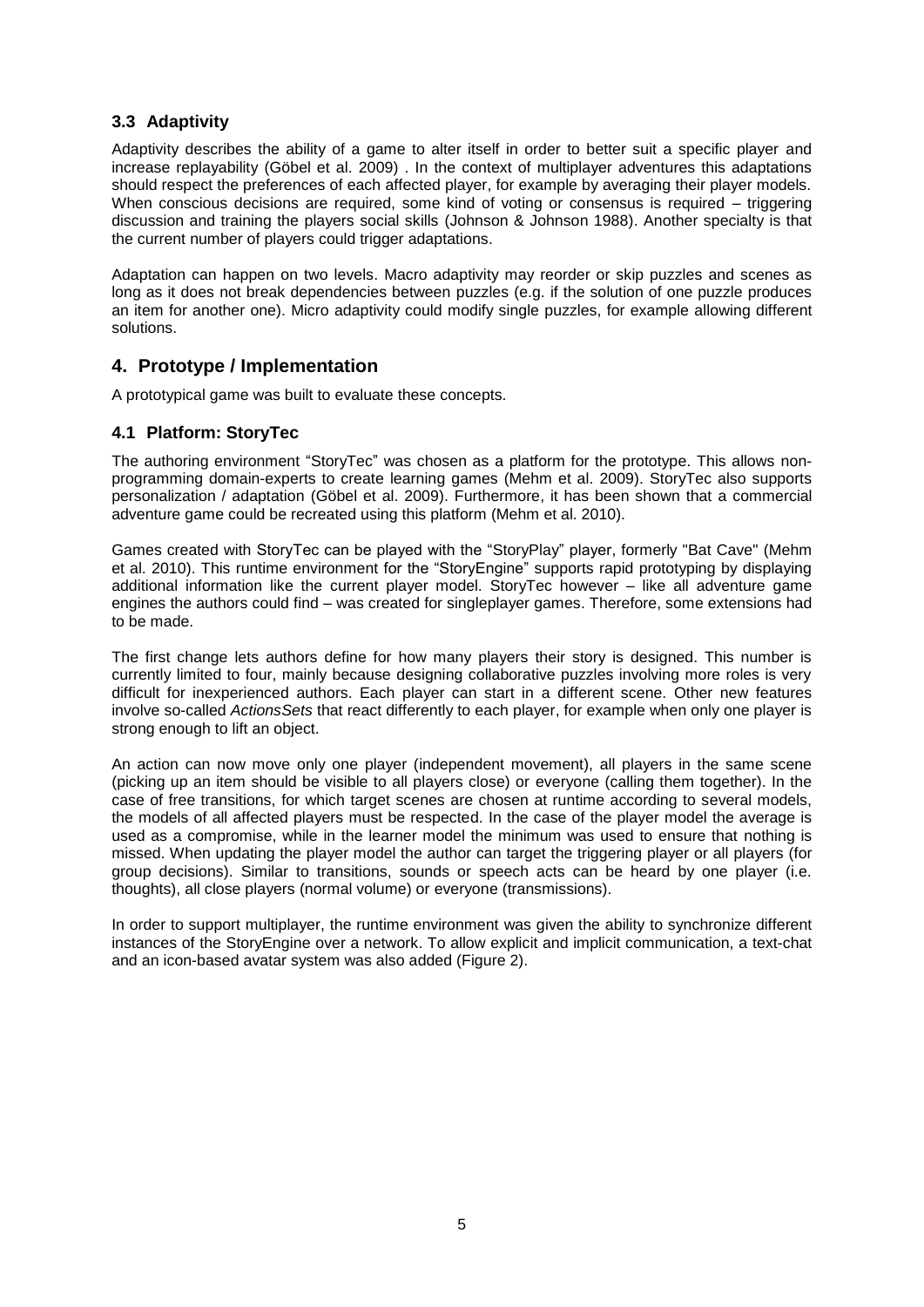### 3.3 Adaptivity

Adaptivity describes the ability of a game to alter itself in order to better suit a specific player and increase replayability (Göbel et al. 2009) . In the context of multiplayer adventures this adaptations should respect the preferences of each affected player, for example by averaging their player models. When conscious decisions are required, some kind of voting or consensus is required – triggering discussion and training the players social skills (Johnson & Johnson 1988). Another specialty is that the current number of players could trigger adaptations.

Adaptation can happen on two levels. Macro adaptivity may reorder or skip puzzles and scenes as long as it does not break dependencies between puzzles (e.g. if the solution of one puzzle produces an item for another one). Micro adaptivity could modify single puzzles, for example allowing different solutions.

## 4. Prototype / Implementation

A prototypical game was built to evaluate these concepts.

### 4.1 Platform: StoryTec

The authoring environment "StoryTec" was chosen as a platform for the prototype. This allows non-programming domain-experts to create learning games (Mehm et al. 2009). StoryTec also supports personalization / adaptation (Göbel et al. 2009). Furthermore, it has been shown that a commercial adventure game could be recreated using this platform (Mehm et al. 2010).

Games created with StoryTec can be played with the "StoryPlay" player, formerly "Bat Cave" (Mehm et al. 2010). This runtime environment for the "StoryEngine" supports rapid prototyping by displaying additional information like the current player model. StoryTec however – like all adventure game engines the authors could find – was created for singleplayer games. Therefore, some extensions had to be made.

The first change lets authors define for how many players their story is designed. This number is currently limited to four, mainly because designing collaborative puzzles involving more roles is very difficult for inexperienced authors. Each player can start in a different scene. Other new features involve so-called *ActionsSets* that react differently to each player, for example when only one player is strong enough to lift an object.

An action can now move only one player (independent movement), all players in the same scene (picking up an item should be visible to all players close) or everyone (calling them together). In the case of free transitions, for which target scenes are chosen at runtime according to several models, the models of all affected players must be respected. In the case of the player model the average is used as a compromise, while in the learner model the minimum was used to ensure that nothing is missed. When updating the player model the author can target the triggering player or all players (for group decisions). Similar to transitions, sounds or speech acts can be heard by one player (i.e. thoughts), all close players (normal volume) or everyone (transmissions).

In order to support multiplayer, the runtime environment was given the ability to synchronize different instances of the StoryEngine over a network. To allow explicit and implicit communication, a text-chat and an icon-based avatar system was also added (Figure 2).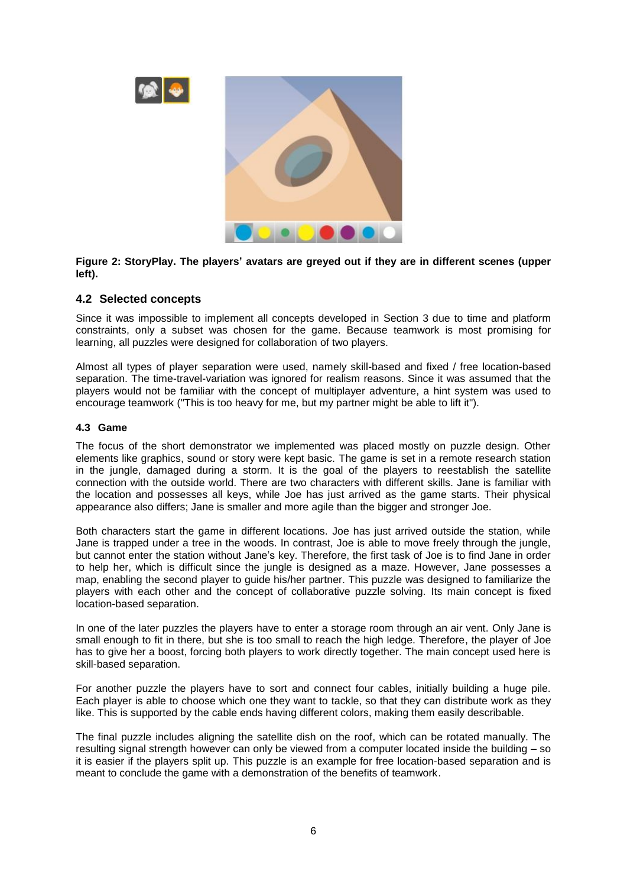**Figure 2: StoryPlay. The players' avatars are greyed out if they are in different scenes (upper left).**

## 4.2 Selected concepts

Since it was impossible to implement all concepts developed in Section 3 due to time and platform constraints, only a subset was chosen for the game. Because teamwork is most promising for learning, all puzzles were designed for collaboration of two players.

Almost all types of player separation were used, namely skill-based and fixed / free location-based separation. The time-travel-variation was ignored for realism reasons. Since it was assumed that the players would not be familiar with the concept of multiplayer adventure, a hint system was used to encourage teamwork ("This is too heavy for me, but my partner might be able to lift it").

### 4.3 Game

The focus of the short demonstrator we implemented was placed mostly on puzzle design. Other elements like graphics, sound or story were kept basic. The game is set in a remote research station in the jungle, damaged during a storm. It is the goal of the players to reestablish the satellite connection with the outside world. There are two characters with different skills. Jane is familiar with the location and possesses all keys, while Joe has just arrived as the game starts. Their physical appearance also differs; Jane is smaller and more agile than the bigger and stronger Joe.

Both characters start the game in different locations. Joe has just arrived outside the station, while Jane is trapped under a tree in the woods. In contrast, Joe is able to move freely through the jungle, but cannot enter the station without Jane's key. Therefore, the first task of Joe is to find Jane in order to help her, which is difficult since the jungle is designed as a maze. However, Jane possesses a map, enabling the second player to guide his/her partner. This puzzle was designed to familiarize the players with each other and the concept of collaborative puzzle solving. Its main concept is fixed location-based separation.

In one of the later puzzles the players have to enter a storage room through an air vent. Only Jane is small enough to fit in there, but she is too small to reach the high ledge. Therefore, the player of Joe has to give her a boost, forcing both players to work directly together. The main concept used here is skill-based separation.

For another puzzle the players have to sort and connect four cables, initially building a huge pile. Each player is able to choose which one they want to tackle, so that they can distribute work as they like. This is supported by the cable ends having different colors, making them easily describable.

The final puzzle includes aligning the satellite dish on the roof, which can be rotated manually. The resulting signal strength however can only be viewed from a computer located inside the building – so it is easier if the players split up. This puzzle is an example for free location-based separation and is meant to conclude the game with a demonstration of the benefits of teamwork.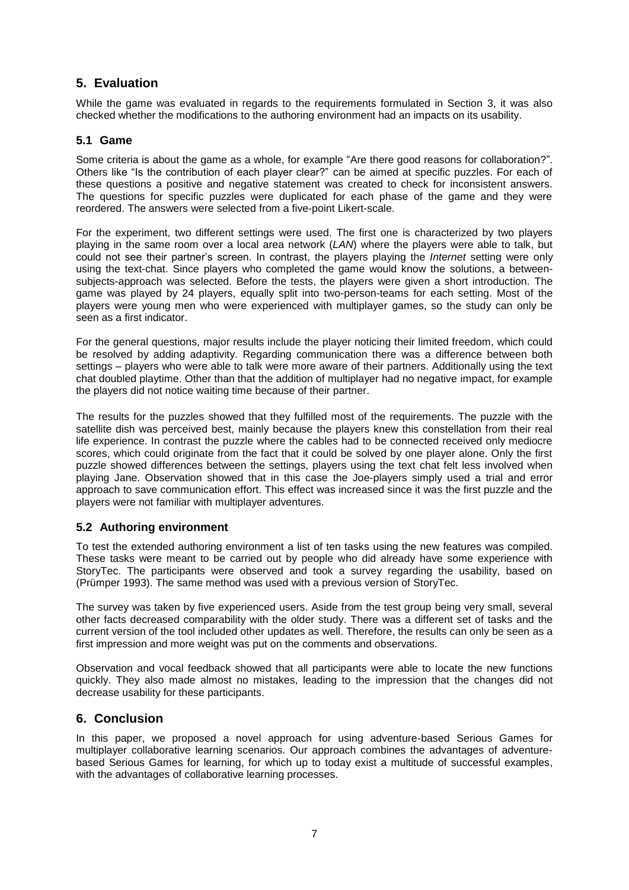## 5. Evaluation

While the game was evaluated in regards to the requirements formulated in Section 3, it was also checked whether the modifications to the authoring environment had an impacts on its usability.

### 5.1 Game

Some criteria is about the game as a whole, for example "Are there good reasons for collaboration?". Others like "Is the contribution of each player clear?" can be aimed at specific puzzles. For each of these questions a positive and negative statement was created to check for inconsistent answers. The questions for specific puzzles were duplicated for each phase of the game and they were reordered. The answers were selected from a five-point Likert-scale.

For the experiment, two different settings were used. The first one is characterized by two players playing in the same room over a local area network (*LAN*) where the players were able to talk, but could not see their partner's screen. In contrast, the players playing the *Internet* setting were only using the text-chat. Since players who completed the game would know the solutions, a between-subjects-approach was selected. Before the tests, the players were given a short introduction. The game was played by 24 players, equally split into two-person-teams for each setting. Most of the players were young men who were experienced with multiplayer games, so the study can only be seen as a first indicator.

For the general questions, major results include the player noticing their limited freedom, which could be resolved by adding adaptivity. Regarding communication there was a difference between both settings – players who were able to talk were more aware of their partners. Additionally using the text chat doubled playtime. Other than that the addition of multiplayer had no negative impact, for example the players did not notice waiting time because of their partner.

The results for the puzzles showed that they fulfilled most of the requirements. The puzzle with the satellite dish was perceived best, mainly because the players knew this constellation from their real life experience. In contrast the puzzle where the cables had to be connected received only mediocre scores, which could originate from the fact that it could be solved by one player alone. Only the first puzzle showed differences between the settings, players using the text chat felt less involved when playing Jane. Observation showed that in this case the Joe-players simply used a trial and error approach to save communication effort. This effect was increased since it was the first puzzle and the players were not familiar with multiplayer adventures.

### 5.2 Authoring environment

To test the extended authoring environment a list of ten tasks using the new features was compiled. These tasks were meant to be carried out by people who did already have some experience with StoryTec. The participants were observed and took a survey regarding the usability, based on (Prümper 1993). The same method was used with a previous version of StoryTec.

The survey was taken by five experienced users. Aside from the test group being very small, several other facts decreased comparability with the older study. There was a different set of tasks and the current version of the tool included other updates as well. Therefore, the results can only be seen as a first impression and more weight was put on the comments and observations.

Observation and vocal feedback showed that all participants were able to locate the new functions quickly. They also made almost no mistakes, leading to the impression that the changes did not decrease usability for these participants.

## 6. Conclusion

In this paper, we proposed a novel approach for using adventure-based Serious Games for multiplayer collaborative learning scenarios. Our approach combines the advantages of adventure-based Serious Games for learning, for which up to today exist a multitude of successful examples, with the advantages of collaborative learning processes.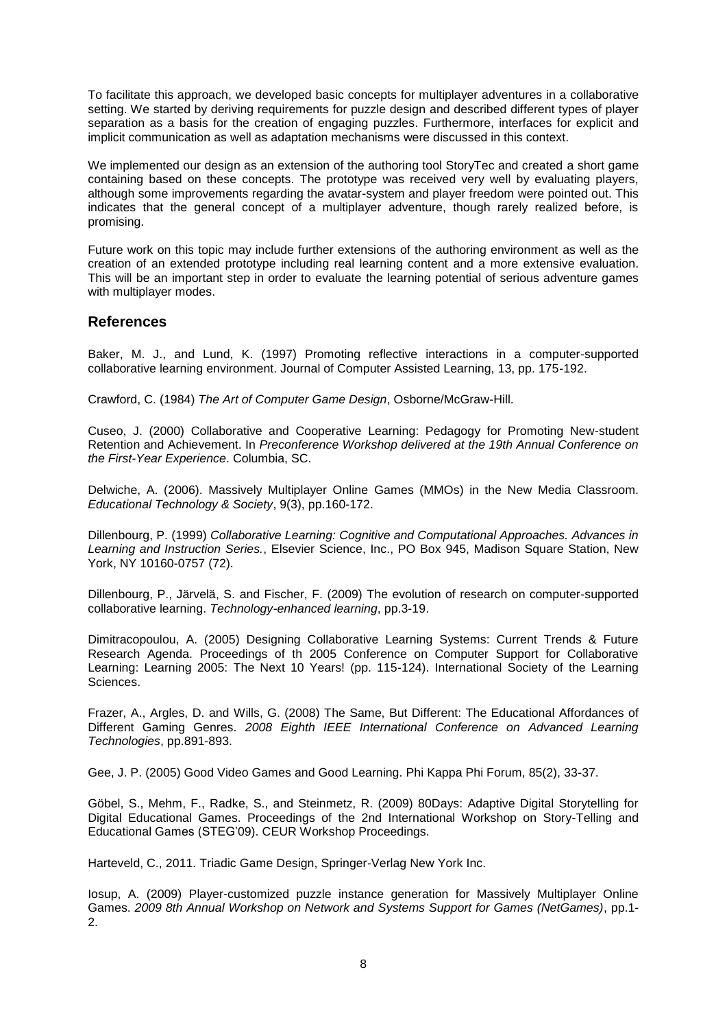To facilitate this approach, we developed basic concepts for multiplayer adventures in a collaborative setting. We started by deriving requirements for puzzle design and described different types of player separation as a basis for the creation of engaging puzzles. Furthermore, interfaces for explicit and implicit communication as well as adaptation mechanisms were discussed in this context.

We implemented our design as an extension of the authoring tool StoryTec and created a short game containing based on these concepts. The prototype was received very well by evaluating players, although some improvements regarding the avatar-system and player freedom were pointed out. This indicates that the general concept of a multiplayer adventure, though rarely realized before, is promising.

Future work on this topic may include further extensions of the authoring environment as well as the creation of an extended prototype including real learning content and a more extensive evaluation. This will be an important step in order to evaluate the learning potential of serious adventure games with multiplayer modes.

## References

Baker, M. J., and Lund, K. (1997) Promoting reflective interactions in a computer-supported collaborative learning environment. Journal of Computer Assisted Learning, 13, pp. 175-192.

Crawford, C. (1984) *The Art of Computer Game Design*, Osborne/McGraw-Hill.

Cuseo, J. (2000) Collaborative and Cooperative Learning: Pedagogy for Promoting New-student Retention and Achievement. In *Preconference Workshop delivered at the 19th Annual Conference on the First-Year Experience*. Columbia, SC.

Delwiche, A. (2006). Massively Multiplayer Online Games (MMOs) in the New Media Classroom. *Educational Technology & Society*, 9(3), pp.160-172.

Dillenbourg, P. (1999) *Collaborative Learning: Cognitive and Computational Approaches. Advances in Learning and Instruction Series.*, Elsevier Science, Inc., PO Box 945, Madison Square Station, New York, NY 10160-0757 (72).

Dillenbourg, P., Järvelä, S. and Fischer, F. (2009) The evolution of research on computer-supported collaborative learning. *Technology-enhanced learning*, pp.3-19.

Dimitracopoulou, A. (2005) Designing Collaborative Learning Systems: Current Trends & Future Research Agenda. Proceedings of th 2005 Conference on Computer Support for Collaborative Learning: Learning 2005: The Next 10 Years! (pp. 115-124). International Society of the Learning Sciences.

Frazer, A., Argles, D. and Wills, G. (2008) The Same, But Different: The Educational Affordances of Different Gaming Genres. *2008 Eighth IEEE International Conference on Advanced Learning Technologies*, pp.891-893.

Gee, J. P. (2005) Good Video Games and Good Learning. Phi Kappa Phi Forum, 85(2), 33-37.

Göbel, S., Mehm, F., Radke, S., and Steinmetz, R. (2009) 80Days: Adaptive Digital Storytelling for Digital Educational Games. Proceedings of the 2nd International Workshop on Story-Telling and Educational Games (STEG'09). CEUR Workshop Proceedings.

Harteveld, C., 2011. Triadic Game Design, Springer-Verlag New York Inc.

Iosup, A. (2009) Player-customized puzzle instance generation for Massively Multiplayer Online Games. *2009 8th Annual Workshop on Network and Systems Support for Games (NetGames)*, pp.1-2.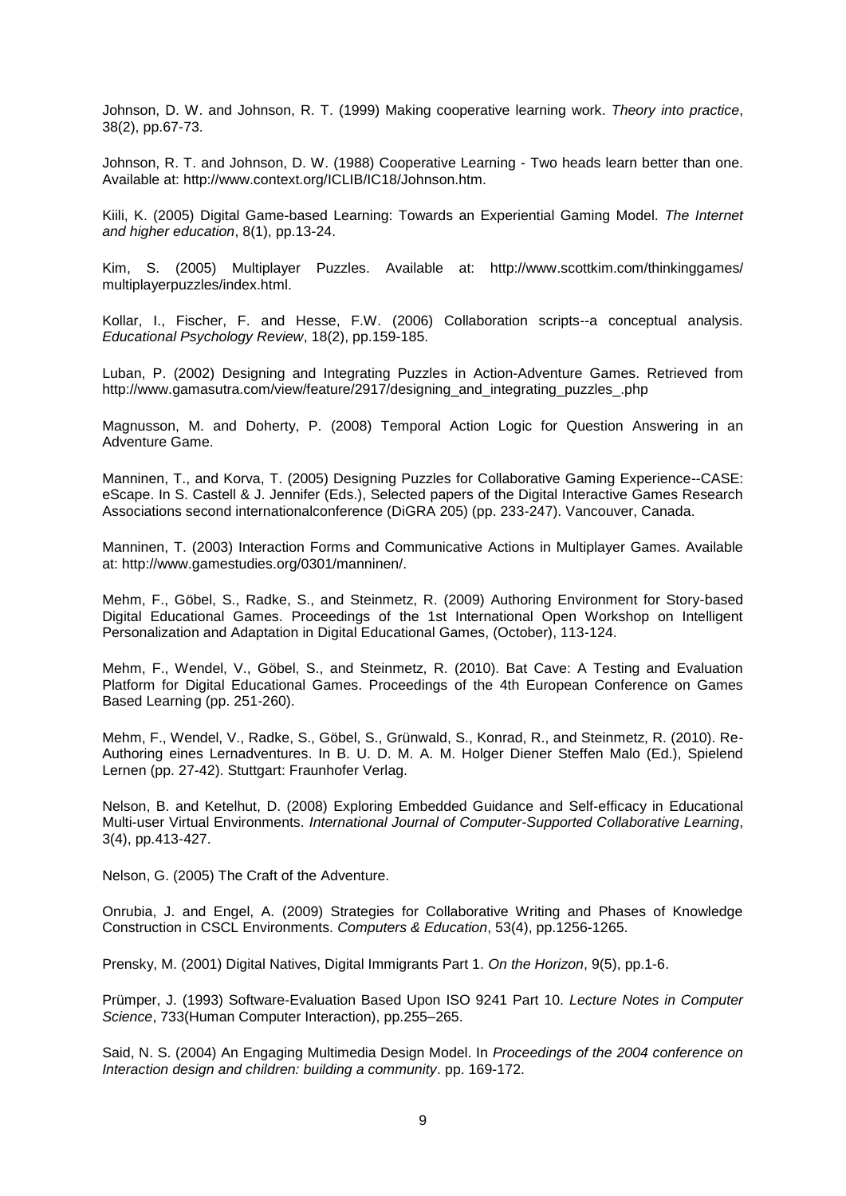Johnson, D. W. and Johnson, R. T. (1999) Making cooperative learning work. *Theory into practice*, 38(2), pp.67-73.

Johnson, R. T. and Johnson, D. W. (1988) Cooperative Learning - Two heads learn better than one. Available at: http://www.context.org/ICLIB/IC18/Johnson.htm.

Kiili, K. (2005) Digital Game-based Learning: Towards an Experiential Gaming Model. *The Internet and higher education*, 8(1), pp.13-24.

Kim, S. (2005) Multiplayer Puzzles. Available at: http://www.scottkim.com/thinkinggames/ multiplayerpuzzles/index.html.

Kollar, I., Fischer, F. and Hesse, F.W. (2006) Collaboration scripts--a conceptual analysis. *Educational Psychology Review*, 18(2), pp.159-185.

Luban, P. (2002) Designing and Integrating Puzzles in Action-Adventure Games. Retrieved from http://www.gamasutra.com/view/feature/2917/designing_and_integrating_puzzles_.php

Magnusson, M. and Doherty, P. (2008) Temporal Action Logic for Question Answering in an Adventure Game.

Manninen, T., and Korva, T. (2005) Designing Puzzles for Collaborative Gaming Experience--CASE: eScape. In S. Castell & J. Jennifer (Eds.), Selected papers of the Digital Interactive Games Research Associations second internationalconference (DiGRA 205) (pp. 233-247). Vancouver, Canada.

Manninen, T. (2003) Interaction Forms and Communicative Actions in Multiplayer Games. Available at: http://www.gamestudies.org/0301/manninen/.

Mehm, F., Göbel, S., Radke, S., and Steinmetz, R. (2009) Authoring Environment for Story-based Digital Educational Games. Proceedings of the 1st International Open Workshop on Intelligent Personalization and Adaptation in Digital Educational Games, (October), 113-124.

Mehm, F., Wendel, V., Göbel, S., and Steinmetz, R. (2010). Bat Cave: A Testing and Evaluation Platform for Digital Educational Games. Proceedings of the 4th European Conference on Games Based Learning (pp. 251-260).

Mehm, F., Wendel, V., Radke, S., Göbel, S., Grünwald, S., Konrad, R., and Steinmetz, R. (2010). Re-Authoring eines Lernadventures. In B. U. D. M. A. M. Holger Diener Steffen Malo (Ed.), Spielend Lernen (pp. 27-42). Stuttgart: Fraunhofer Verlag.

Nelson, B. and Ketelhut, D. (2008) Exploring Embedded Guidance and Self-efficacy in Educational Multi-user Virtual Environments. *International Journal of Computer-Supported Collaborative Learning*, 3(4), pp.413-427.

Nelson, G. (2005) The Craft of the Adventure.

Onrubia, J. and Engel, A. (2009) Strategies for Collaborative Writing and Phases of Knowledge Construction in CSCL Environments. *Computers & Education*, 53(4), pp.1256-1265.

Prensky, M. (2001) Digital Natives, Digital Immigrants Part 1. *On the Horizon*, 9(5), pp.1-6.

Prümper, J. (1993) Software-Evaluation Based Upon ISO 9241 Part 10. *Lecture Notes in Computer Science*, 733(Human Computer Interaction), pp.255–265.

Said, N. S. (2004) An Engaging Multimedia Design Model. In *Proceedings of the 2004 conference on Interaction design and children: building a community*. pp. 169-172.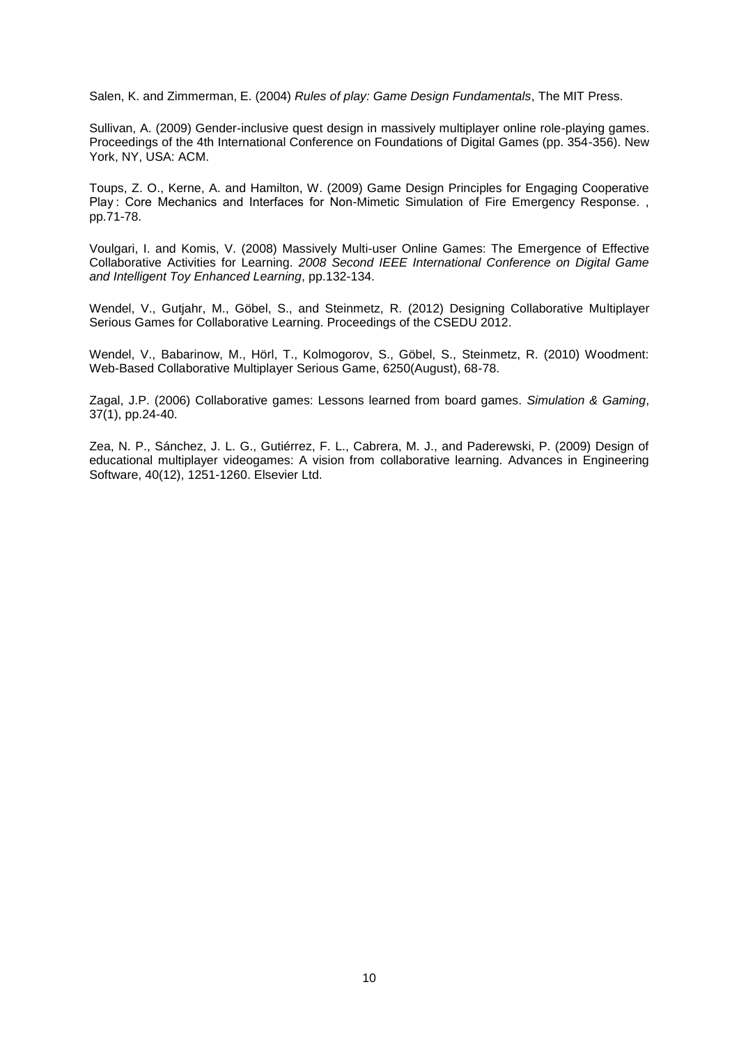Salen, K. and Zimmerman, E. (2004) *Rules of play: Game Design Fundamentals*, The MIT Press.

Sullivan, A. (2009) Gender-inclusive quest design in massively multiplayer online role-playing games. Proceedings of the 4th International Conference on Foundations of Digital Games (pp. 354-356). New York, NY, USA: ACM.

Toups, Z. O., Kerne, A. and Hamilton, W. (2009) Game Design Principles for Engaging Cooperative Play : Core Mechanics and Interfaces for Non-Mimetic Simulation of Fire Emergency Response. , pp.71-78.

Voulgari, I. and Komis, V. (2008) Massively Multi-user Online Games: The Emergence of Effective Collaborative Activities for Learning. *2008 Second IEEE International Conference on Digital Game and Intelligent Toy Enhanced Learning*, pp.132-134.

Wendel, V., Gutjahr, M., Göbel, S., and Steinmetz, R. (2012) Designing Collaborative Multiplayer Serious Games for Collaborative Learning. Proceedings of the CSEDU 2012.

Wendel, V., Babarinow, M., Hörl, T., Kolmogorov, S., Göbel, S., Steinmetz, R. (2010) Woodment: Web-Based Collaborative Multiplayer Serious Game, 6250(August), 68-78.

Zagal, J.P. (2006) Collaborative games: Lessons learned from board games. *Simulation & Gaming*, 37(1), pp.24-40.

Zea, N. P., Sánchez, J. L. G., Gutiérrez, F. L., Cabrera, M. J., and Paderewski, P. (2009) Design of educational multiplayer videogames: A vision from collaborative learning. Advances in Engineering Software, 40(12), 1251-1260. Elsevier Ltd.